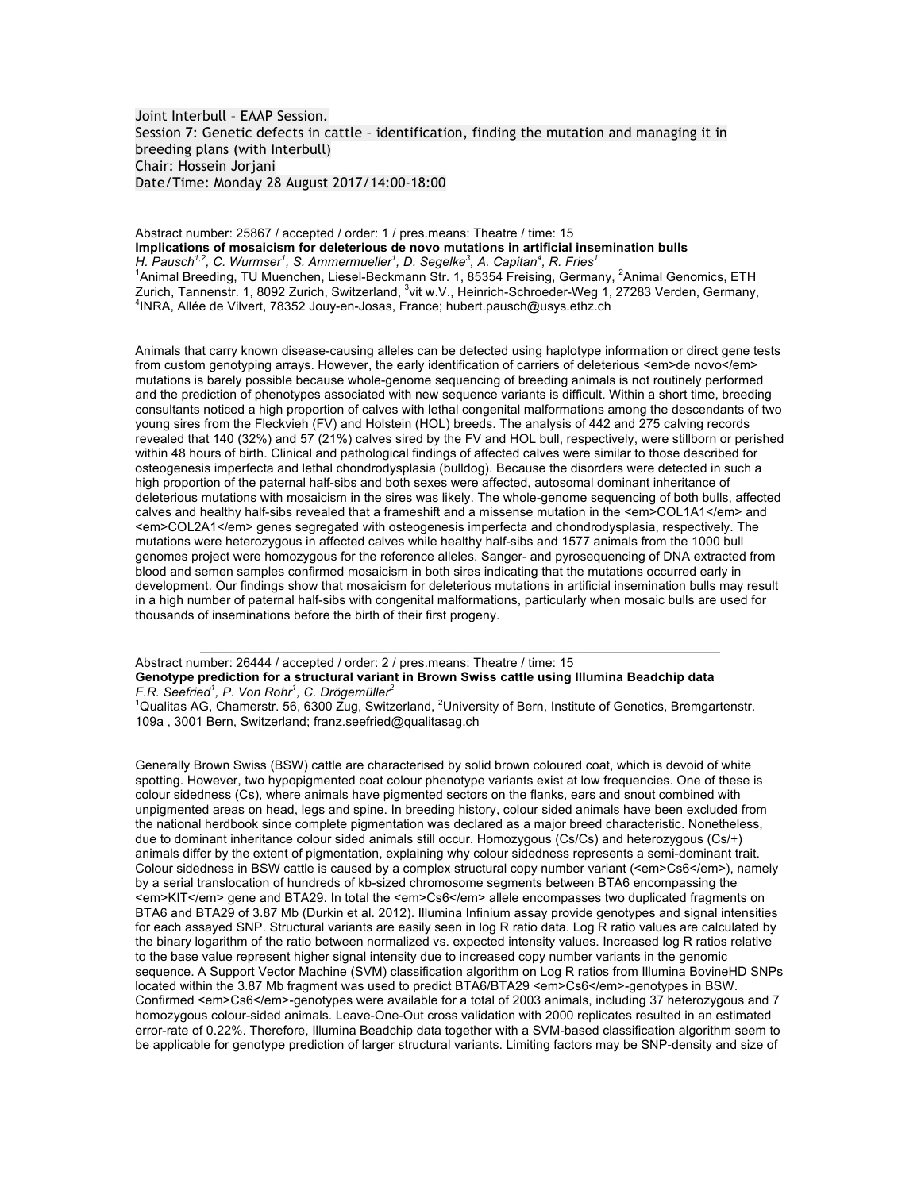Joint Interbull – EAAP Session.
Session 7: Genetic defects in cattle – identification, finding the mutation and managing it in breeding plans (with Interbull)
Chair: Hossein Jorjani
Date/Time: Monday 28 August 2017/14:00-18:00

Abstract number: 25867 / accepted / order: 1 / pres.means: Theatre / time: 15

**Implications of mosaicism for deleterious de novo mutations in artificial insemination bulls**

*H. Pausch[1,2], C. Wurmser[1], S. Ammermueller[1], D. Segelke[3], A. Capitan[4], R. Fries[1]*

[1]Animal Breeding, TU Muenchen, Liesel-Beckmann Str. 1, 85354 Freising, Germany, [2]Animal Genomics, ETH Zurich, Tannenstr. 1, 8092 Zurich, Switzerland, [3]vit w.V., Heinrich-Schroeder-Weg 1, 27283 Verden, Germany, [4]INRA, Allée de Vilvert, 78352 Jouy-en-Josas, France; hubert.pausch@usys.ethz.ch

Animals that carry known disease-causing alleles can be detected using haplotype information or direct gene tests from custom genotyping arrays. However, the early identification of carriers of deleterious <em>de novo</em> mutations is barely possible because whole-genome sequencing of breeding animals is not routinely performed and the prediction of phenotypes associated with new sequence variants is difficult. Within a short time, breeding consultants noticed a high proportion of calves with lethal congenital malformations among the descendants of two young sires from the Fleckvieh (FV) and Holstein (HOL) breeds. The analysis of 442 and 275 calving records revealed that 140 (32%) and 57 (21%) calves sired by the FV and HOL bull, respectively, were stillborn or perished within 48 hours of birth. Clinical and pathological findings of affected calves were similar to those described for osteogenesis imperfecta and lethal chondrodysplasia (bulldog). Because the disorders were detected in such a high proportion of the paternal half-sibs and both sexes were affected, autosomal dominant inheritance of deleterious mutations with mosaicism in the sires was likely. The whole-genome sequencing of both bulls, affected calves and healthy half-sibs revealed that a frameshift and a missense mutation in the <em>COL1A1</em> and <em>COL2A1</em> genes segregated with osteogenesis imperfecta and chondrodysplasia, respectively. The mutations were heterozygous in affected calves while healthy half-sibs and 1577 animals from the 1000 bull genomes project were homozygous for the reference alleles. Sanger- and pyrosequencing of DNA extracted from blood and semen samples confirmed mosaicism in both sires indicating that the mutations occurred early in development. Our findings show that mosaicism for deleterious mutations in artificial insemination bulls may result in a high number of paternal half-sibs with congenital malformations, particularly when mosaic bulls are used for thousands of inseminations before the birth of their first progeny.

---

Abstract number: 26444 / accepted / order: 2 / pres.means: Theatre / time: 15

**Genotype prediction for a structural variant in Brown Swiss cattle using Illumina Beadchip data**

*F.R. Seefried[1], P. Von Rohr[1], C. Drögemüller[2]*

[1]Qualitas AG, Chamerstr. 56, 6300 Zug, Switzerland, [2]University of Bern, Institute of Genetics, Bremgartenstr. 109a , 3001 Bern, Switzerland; franz.seefried@qualitasag.ch

Generally Brown Swiss (BSW) cattle are characterised by solid brown coloured coat, which is devoid of white spotting. However, two hypopigmented coat colour phenotype variants exist at low frequencies. One of these is colour sidedness (Cs), where animals have pigmented sectors on the flanks, ears and snout combined with unpigmented areas on head, legs and spine. In breeding history, colour sided animals have been excluded from the national herdbook since complete pigmentation was declared as a major breed characteristic. Nonetheless, due to dominant inheritance colour sided animals still occur. Homozygous (Cs/Cs) and heterozygous (Cs/+) animals differ by the extent of pigmentation, explaining why colour sidedness represents a semi-dominant trait. Colour sidedness in BSW cattle is caused by a complex structural copy number variant (<em>Cs6</em>), namely by a serial translocation of hundreds of kb-sized chromosome segments between BTA6 encompassing the <em>KIT</em> gene and BTA29. In total the <em>Cs6</em> allele encompasses two duplicated fragments on BTA6 and BTA29 of 3.87 Mb (Durkin et al. 2012). Illumina Infinium assay provide genotypes and signal intensities for each assayed SNP. Structural variants are easily seen in log R ratio data. Log R ratio values are calculated by the binary logarithm of the ratio between normalized vs. expected intensity values. Increased log R ratios relative to the base value represent higher signal intensity due to increased copy number variants in the genomic sequence. A Support Vector Machine (SVM) classification algorithm on Log R ratios from Illumina BovineHD SNPs located within the 3.87 Mb fragment was used to predict BTA6/BTA29 <em>Cs6</em>-genotypes in BSW. Confirmed <em>Cs6</em>-genotypes were available for a total of 2003 animals, including 37 heterozygous and 7 homozygous colour-sided animals. Leave-One-Out cross validation with 2000 replicates resulted in an estimated error-rate of 0.22%. Therefore, Illumina Beadchip data together with a SVM-based classification algorithm seem to be applicable for genotype prediction of larger structural variants. Limiting factors may be SNP-density and size of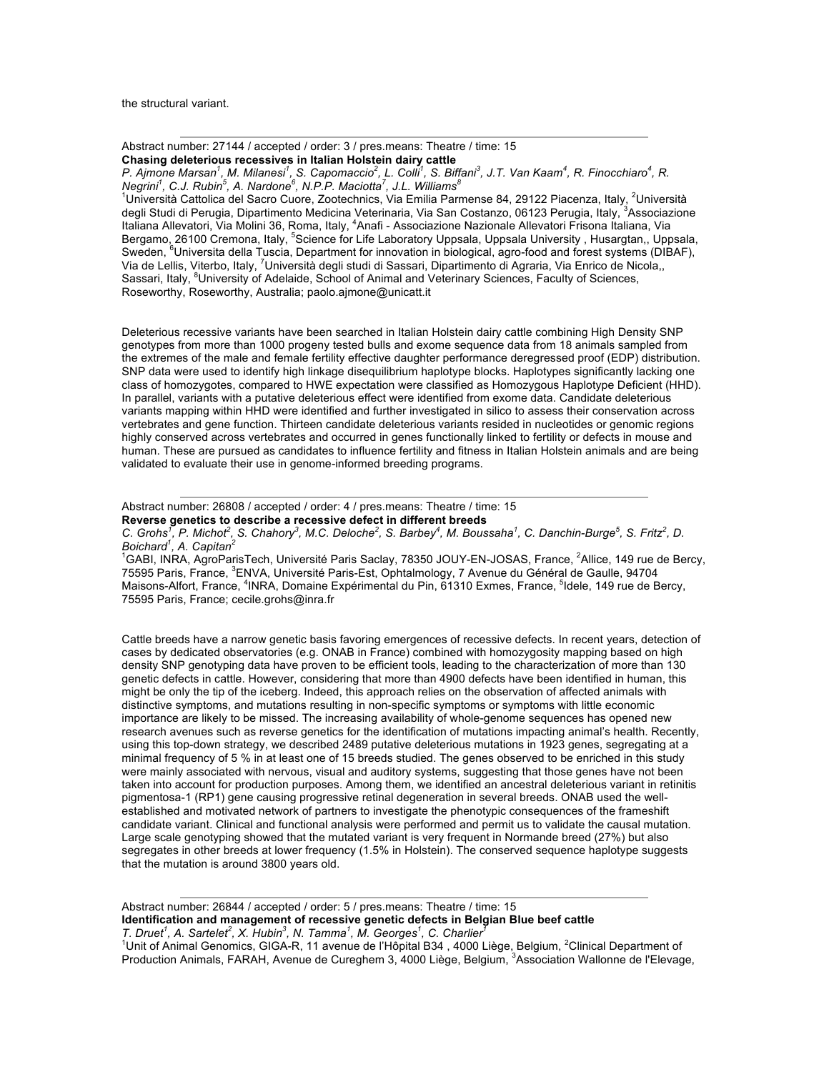the structural variant.

---

Abstract number: 27144 / accepted / order: 3 / pres.means: Theatre / time: 15

**Chasing deleterious recessives in Italian Holstein dairy cattle**

*P. Ajmone Marsan[1], M. Milanesi[1], S. Capomaccio[2], L. Colli[1], S. Biffani[3], J.T. Van Kaam[4], R. Finocchiaro[4], R. Negrini[1], C.J. Rubin[5], A. Nardone[6], N.P.P. Maciotta[7], J.L. Williams[8]*

[1]Università Cattolica del Sacro Cuore, Zootechnics, Via Emilia Parmense 84, 29122 Piacenza, Italy, [2]Università degli Studi di Perugia, Dipartimento Medicina Veterinaria, Via San Costanzo, 06123 Perugia, Italy, [3]Associazione Italiana Allevatori, Via Molini 36, Roma, Italy, [4]Anafi - Associazione Nazionale Allevatori Frisona Italiana, Via Bergamo, 26100 Cremona, Italy, [5]Science for Life Laboratory Uppsala, Uppsala University , Husargtan,, Uppsala, Sweden, [6]Universita della Tuscia, Department for innovation in biological, agro-food and forest systems (DIBAF), Via de Lellis, Viterbo, Italy, [7]Università degli studi di Sassari, Dipartimento di Agraria, Via Enrico de Nicola,, Sassari, Italy, [8]University of Adelaide, School of Animal and Veterinary Sciences, Faculty of Sciences, Roseworthy, Roseworthy, Australia; paolo.ajmone@unicatt.it

Deleterious recessive variants have been searched in Italian Holstein dairy cattle combining High Density SNP genotypes from more than 1000 progeny tested bulls and exome sequence data from 18 animals sampled from the extremes of the male and female fertility effective daughter performance deregressed proof (EDP) distribution. SNP data were used to identify high linkage disequilibrium haplotype blocks. Haplotypes significantly lacking one class of homozygotes, compared to HWE expectation were classified as Homozygous Haplotype Deficient (HHD). In parallel, variants with a putative deleterious effect were identified from exome data. Candidate deleterious variants mapping within HHD were identified and further investigated in silico to assess their conservation across vertebrates and gene function. Thirteen candidate deleterious variants resided in nucleotides or genomic regions highly conserved across vertebrates and occurred in genes functionally linked to fertility or defects in mouse and human. These are pursued as candidates to influence fertility and fitness in Italian Holstein animals and are being validated to evaluate their use in genome-informed breeding programs.

---

Abstract number: 26808 / accepted / order: 4 / pres.means: Theatre / time: 15

**Reverse genetics to describe a recessive defect in different breeds**

*C. Grohs[1], P. Michot[2], S. Chahory[3], M.C. Deloche[2], S. Barbey[4], M. Boussaha[1], C. Danchin-Burge[5], S. Fritz[2], D. Boichard[1], A. Capitan[2]*

[1]GABI, INRA, AgroParisTech, Université Paris Saclay, 78350 JOUY-EN-JOSAS, France, [2]Allice, 149 rue de Bercy, 75595 Paris, France, [3]ENVA, Université Paris-Est, Ophtalmology, 7 Avenue du Général de Gaulle, 94704 Maisons-Alfort, France, [4]INRA, Domaine Expérimental du Pin, 61310 Exmes, France, [5]Idele, 149 rue de Bercy, 75595 Paris, France; cecile.grohs@inra.fr

Cattle breeds have a narrow genetic basis favoring emergences of recessive defects. In recent years, detection of cases by dedicated observatories (e.g. ONAB in France) combined with homozygosity mapping based on high density SNP genotyping data have proven to be efficient tools, leading to the characterization of more than 130 genetic defects in cattle. However, considering that more than 4900 defects have been identified in human, this might be only the tip of the iceberg. Indeed, this approach relies on the observation of affected animals with distinctive symptoms, and mutations resulting in non-specific symptoms or symptoms with little economic importance are likely to be missed. The increasing availability of whole-genome sequences has opened new research avenues such as reverse genetics for the identification of mutations impacting animal's health. Recently, using this top-down strategy, we described 2489 putative deleterious mutations in 1923 genes, segregating at a minimal frequency of 5 % in at least one of 15 breeds studied. The genes observed to be enriched in this study were mainly associated with nervous, visual and auditory systems, suggesting that those genes have not been taken into account for production purposes. Among them, we identified an ancestral deleterious variant in retinitis pigmentosa-1 (RP1) gene causing progressive retinal degeneration in several breeds. ONAB used the well-established and motivated network of partners to investigate the phenotypic consequences of the frameshift candidate variant. Clinical and functional analysis were performed and permit us to validate the causal mutation. Large scale genotyping showed that the mutated variant is very frequent in Normande breed (27%) but also segregates in other breeds at lower frequency (1.5% in Holstein). The conserved sequence haplotype suggests that the mutation is around 3800 years old.

---

Abstract number: 26844 / accepted / order: 5 / pres.means: Theatre / time: 15

**Identification and management of recessive genetic defects in Belgian Blue beef cattle**

*T. Druet[1], A. Sartelet[2], X. Hubin[3], N. Tamma[1], M. Georges[1], C. Charlier[1]*

[1]Unit of Animal Genomics, GIGA-R, 11 avenue de l'Hôpital B34 , 4000 Liège, Belgium, [2]Clinical Department of Production Animals, FARAH, Avenue de Cureghem 3, 4000 Liège, Belgium, [3]Association Wallonne de l'Elevage,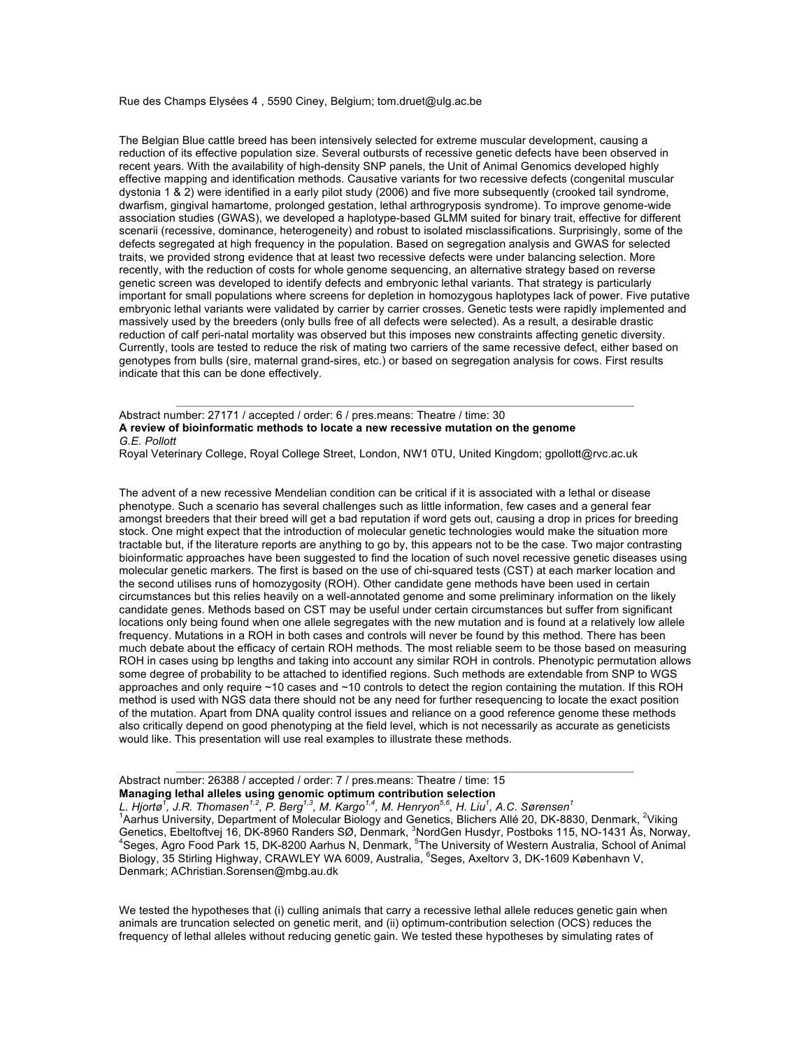Rue des Champs Elysées 4 , 5590 Ciney, Belgium; tom.druet@ulg.ac.be

The Belgian Blue cattle breed has been intensively selected for extreme muscular development, causing a reduction of its effective population size. Several outbursts of recessive genetic defects have been observed in recent years. With the availability of high-density SNP panels, the Unit of Animal Genomics developed highly effective mapping and identification methods. Causative variants for two recessive defects (congenital muscular dystonia 1 & 2) were identified in a early pilot study (2006) and five more subsequently (crooked tail syndrome, dwarfism, gingival hamartome, prolonged gestation, lethal arthrogryposis syndrome). To improve genome-wide association studies (GWAS), we developed a haplotype-based GLMM suited for binary trait, effective for different scenarii (recessive, dominance, heterogeneity) and robust to isolated misclassifications. Surprisingly, some of the defects segregated at high frequency in the population. Based on segregation analysis and GWAS for selected traits, we provided strong evidence that at least two recessive defects were under balancing selection. More recently, with the reduction of costs for whole genome sequencing, an alternative strategy based on reverse genetic screen was developed to identify defects and embryonic lethal variants. That strategy is particularly important for small populations where screens for depletion in homozygous haplotypes lack of power. Five putative embryonic lethal variants were validated by carrier by carrier crosses. Genetic tests were rapidly implemented and massively used by the breeders (only bulls free of all defects were selected). As a result, a desirable drastic reduction of calf peri-natal mortality was observed but this imposes new constraints affecting genetic diversity. Currently, tools are tested to reduce the risk of mating two carriers of the same recessive defect, either based on genotypes from bulls (sire, maternal grand-sires, etc.) or based on segregation analysis for cows. First results indicate that this can be done effectively.

---

Abstract number: 27171 / accepted / order: 6 / pres.means: Theatre / time: 30

**A review of bioinformatic methods to locate a new recessive mutation on the genome**

*G.E. Pollott*

Royal Veterinary College, Royal College Street, London, NW1 0TU, United Kingdom; gpollott@rvc.ac.uk

The advent of a new recessive Mendelian condition can be critical if it is associated with a lethal or disease phenotype. Such a scenario has several challenges such as little information, few cases and a general fear amongst breeders that their breed will get a bad reputation if word gets out, causing a drop in prices for breeding stock. One might expect that the introduction of molecular genetic technologies would make the situation more tractable but, if the literature reports are anything to go by, this appears not to be the case. Two major contrasting bioinformatic approaches have been suggested to find the location of such novel recessive genetic diseases using molecular genetic markers. The first is based on the use of chi-squared tests (CST) at each marker location and the second utilises runs of homozygosity (ROH). Other candidate gene methods have been used in certain circumstances but this relies heavily on a well-annotated genome and some preliminary information on the likely candidate genes. Methods based on CST may be useful under certain circumstances but suffer from significant locations only being found when one allele segregates with the new mutation and is found at a relatively low allele frequency. Mutations in a ROH in both cases and controls will never be found by this method. There has been much debate about the efficacy of certain ROH methods. The most reliable seem to be those based on measuring ROH in cases using bp lengths and taking into account any similar ROH in controls. Phenotypic permutation allows some degree of probability to be attached to identified regions. Such methods are extendable from SNP to WGS approaches and only require ~10 cases and ~10 controls to detect the region containing the mutation. If this ROH method is used with NGS data there should not be any need for further resequencing to locate the exact position of the mutation. Apart from DNA quality control issues and reliance on a good reference genome these methods also critically depend on good phenotyping at the field level, which is not necessarily as accurate as geneticists would like. This presentation will use real examples to illustrate these methods.

---

Abstract number: 26388 / accepted / order: 7 / pres.means: Theatre / time: 15

**Managing lethal alleles using genomic optimum contribution selection**

*L. Hjortø[1], J.R. Thomasen[1,2], P. Berg[1,3], M. Kargo[1,4], M. Henryon[5,6], H. Liu[1], A.C. Sørensen[1]*

[1]Aarhus University, Department of Molecular Biology and Genetics, Blichers Allé 20, DK-8830, Denmark, [2]Viking Genetics, Ebeltoftvej 16, DK-8960 Randers SØ, Denmark, [3]NordGen Husdyr, Postboks 115, NO-1431 Ås, Norway, [4]Seges, Agro Food Park 15, DK-8200 Aarhus N, Denmark, [5]The University of Western Australia, School of Animal Biology, 35 Stirling Highway, CRAWLEY WA 6009, Australia, [6]Seges, Axeltorv 3, DK-1609 København V, Denmark; AChristian.Sorensen@mbg.au.dk

We tested the hypotheses that (i) culling animals that carry a recessive lethal allele reduces genetic gain when animals are truncation selected on genetic merit, and (ii) optimum-contribution selection (OCS) reduces the frequency of lethal alleles without reducing genetic gain. We tested these hypotheses by simulating rates of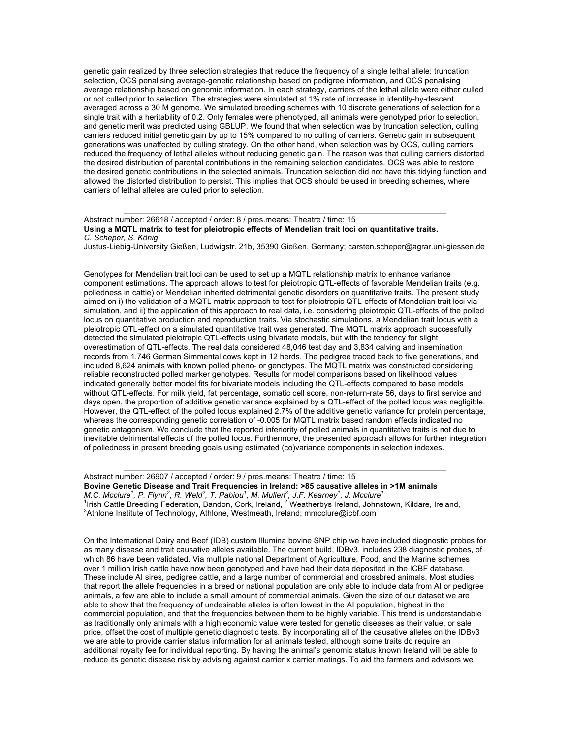genetic gain realized by three selection strategies that reduce the frequency of a single lethal allele: truncation selection, OCS penalising average-genetic relationship based on pedigree information, and OCS penalising average relationship based on genomic information. In each strategy, carriers of the lethal allele were either culled or not culled prior to selection. The strategies were simulated at 1% rate of increase in identity-by-descent averaged across a 30 M genome. We simulated breeding schemes with 10 discrete generations of selection for a single trait with a heritability of 0.2. Only females were phenotyped, all animals were genotyped prior to selection, and genetic merit was predicted using GBLUP. We found that when selection was by truncation selection, culling carriers reduced initial genetic gain by up to 15% compared to no culling of carriers. Genetic gain in subsequent generations was unaffected by culling strategy. On the other hand, when selection was by OCS, culling carriers reduced the frequency of lethal alleles without reducing genetic gain. The reason was that culling carriers distorted the desired distribution of parental contributions in the remaining selection candidates. OCS was able to restore the desired genetic contributions in the selected animals. Truncation selection did not have this tidying function and allowed the distorted distribution to persist. This implies that OCS should be used in breeding schemes, where carriers of lethal alleles are culled prior to selection.

---

Abstract number: 26618 / accepted / order: 8 / pres.means: Theatre / time: 15

**Using a MQTL matrix to test for pleiotropic effects of Mendelian trait loci on quantitative traits.**

*C. Scheper, S. König*

Justus-Liebig-University Gießen, Ludwigstr. 21b, 35390 Gießen, Germany; carsten.scheper@agrar.uni-giessen.de

Genotypes for Mendelian trait loci can be used to set up a MQTL relationship matrix to enhance variance component estimations. The approach allows to test for pleiotropic QTL-effects of favorable Mendelian traits (e.g. polledness in cattle) or Mendelian inherited detrimental genetic disorders on quantitative traits. The present study aimed on i) the validation of a MQTL matrix approach to test for pleiotropic QTL-effects of Mendelian trait loci via simulation, and ii) the application of this approach to real data, i.e. considering pleiotropic QTL-effects of the polled locus on quantitative production and reproduction traits. Via stochastic simulations, a Mendelian trait locus with a pleiotropic QTL-effect on a simulated quantitative trait was generated. The MQTL matrix approach successfully detected the simulated pleiotropic QTL-effects using bivariate models, but with the tendency for slight overestimation of QTL-effects. The real data considered 48,046 test day and 3,834 calving and insemination records from 1,746 German Simmental cows kept in 12 herds. The pedigree traced back to five generations, and included 8,624 animals with known polled pheno- or genotypes. The MQTL matrix was constructed considering reliable reconstructed polled marker genotypes. Results for model comparisons based on likelihood values indicated generally better model fits for bivariate models including the QTL-effects compared to base models without QTL-effects. For milk yield, fat percentage, somatic cell score, non-return-rate 56, days to first service and days open, the proportion of additive genetic variance explained by a QTL-effect of the polled locus was negligible. However, the QTL-effect of the polled locus explained 2.7% of the additive genetic variance for protein percentage, whereas the corresponding genetic correlation of -0.005 for MQTL matrix based random effects indicated no genetic antagonism. We conclude that the reported inferiority of polled animals in quantitative traits is not due to inevitable detrimental effects of the polled locus. Furthermore, the presented approach allows for further integration of polledness in present breeding goals using estimated (co)variance components in selection indexes.

---

Abstract number: 26907 / accepted / order: 9 / pres.means: Theatre / time: 15

**Bovine Genetic Disease and Trait Frequencies in Ireland: >85 causative alleles in >1M animals**

*M.C. Mcclure[1], P. Flynn[2], R. Weld[2], T. Pabiou[1], M. Mullen[3], J.F. Kearney[1], J. Mcclure[1]*

[1]Irish Cattle Breeding Federation, Bandon, Cork, Ireland, [2] Weatherbys Ireland, Johnstown, Kildare, Ireland, [3]Athlone Institute of Technology, Athlone, Westmeath, Ireland; mmcclure@icbf.com

On the International Dairy and Beef (IDB) custom Illumina bovine SNP chip we have included diagnostic probes for as many disease and trait causative alleles available. The current build, IDBv3, includes 238 diagnostic probes, of which 86 have been validated. Via multiple national Department of Agriculture, Food, and the Marine schemes over 1 million Irish cattle have now been genotyped and have had their data deposited in the ICBF database. These include AI sires, pedigree cattle, and a large number of commercial and crossbred animals. Most studies that report the allele frequencies in a breed or national population are only able to include data from AI or pedigree animals, a few are able to include a small amount of commercial animals. Given the size of our dataset we are able to show that the frequency of undesirable alleles is often lowest in the AI population, highest in the commercial population, and that the frequencies between them to be highly variable. This trend is understandable as traditionally only animals with a high economic value were tested for genetic diseases as their value, or sale price, offset the cost of multiple genetic diagnostic tests. By incorporating all of the causative alleles on the IDBv3 we are able to provide carrier status information for all animals tested, although some traits do require an additional royalty fee for individual reporting. By having the animal's genomic status known Ireland will be able to reduce its genetic disease risk by advising against carrier x carrier matings. To aid the farmers and advisors we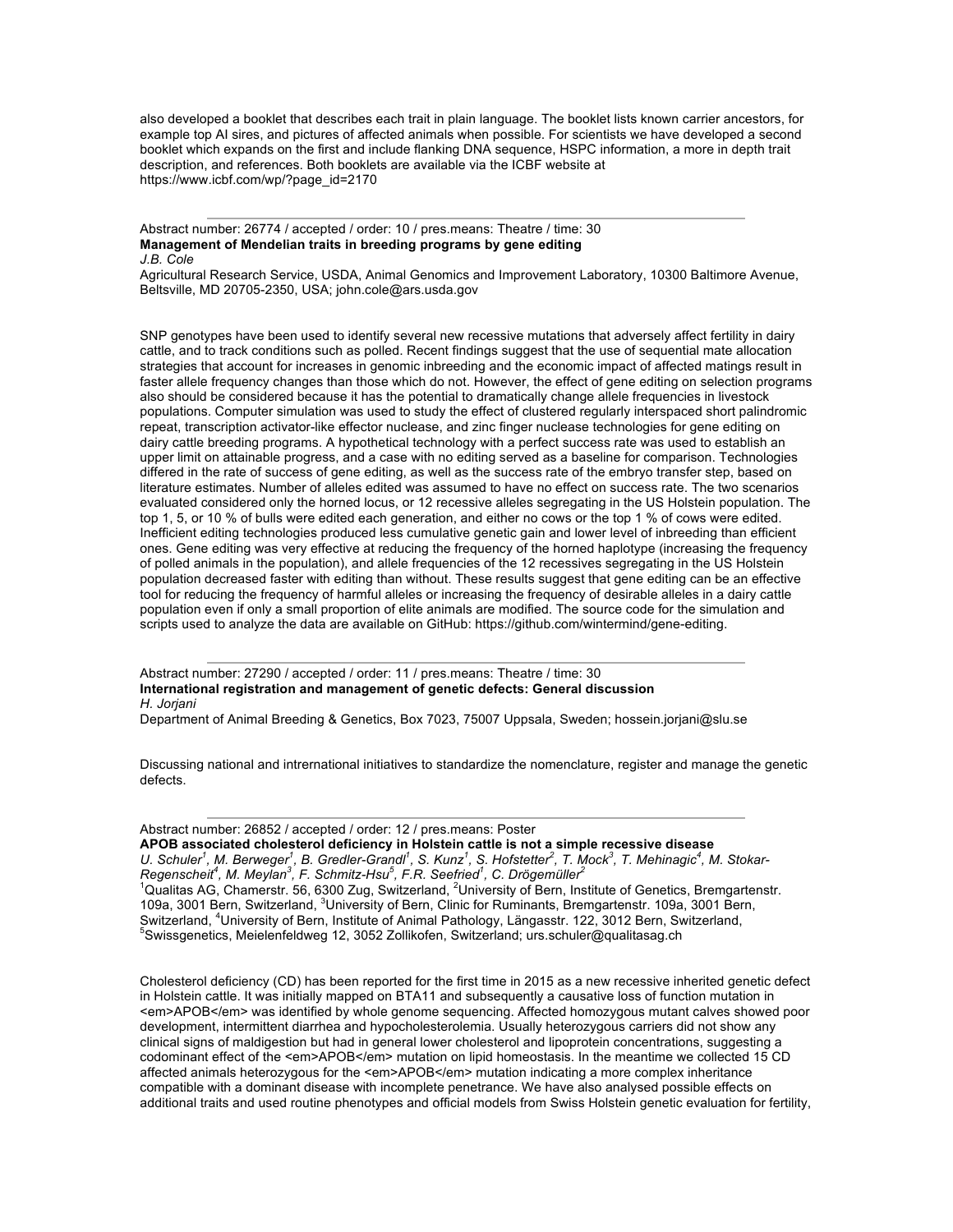also developed a booklet that describes each trait in plain language. The booklet lists known carrier ancestors, for example top AI sires, and pictures of affected animals when possible. For scientists we have developed a second booklet which expands on the first and include flanking DNA sequence, HSPC information, a more in depth trait description, and references. Both booklets are available via the ICBF website at https://www.icbf.com/wp/?page_id=2170

---

Abstract number: 26774 / accepted / order: 10 / pres.means: Theatre / time: 30

**Management of Mendelian traits in breeding programs by gene editing**

*J.B. Cole*

Agricultural Research Service, USDA, Animal Genomics and Improvement Laboratory, 10300 Baltimore Avenue, Beltsville, MD 20705-2350, USA; john.cole@ars.usda.gov

SNP genotypes have been used to identify several new recessive mutations that adversely affect fertility in dairy cattle, and to track conditions such as polled. Recent findings suggest that the use of sequential mate allocation strategies that account for increases in genomic inbreeding and the economic impact of affected matings result in faster allele frequency changes than those which do not. However, the effect of gene editing on selection programs also should be considered because it has the potential to dramatically change allele frequencies in livestock populations. Computer simulation was used to study the effect of clustered regularly interspaced short palindromic repeat, transcription activator-like effector nuclease, and zinc finger nuclease technologies for gene editing on dairy cattle breeding programs. A hypothetical technology with a perfect success rate was used to establish an upper limit on attainable progress, and a case with no editing served as a baseline for comparison. Technologies differed in the rate of success of gene editing, as well as the success rate of the embryo transfer step, based on literature estimates. Number of alleles edited was assumed to have no effect on success rate. The two scenarios evaluated considered only the horned locus, or 12 recessive alleles segregating in the US Holstein population. The top 1, 5, or 10 % of bulls were edited each generation, and either no cows or the top 1 % of cows were edited. Inefficient editing technologies produced less cumulative genetic gain and lower level of inbreeding than efficient ones. Gene editing was very effective at reducing the frequency of the horned haplotype (increasing the frequency of polled animals in the population), and allele frequencies of the 12 recessives segregating in the US Holstein population decreased faster with editing than without. These results suggest that gene editing can be an effective tool for reducing the frequency of harmful alleles or increasing the frequency of desirable alleles in a dairy cattle population even if only a small proportion of elite animals are modified. The source code for the simulation and scripts used to analyze the data are available on GitHub: https://github.com/wintermind/gene-editing.

---

Abstract number: 27290 / accepted / order: 11 / pres.means: Theatre / time: 30

**International registration and management of genetic defects: General discussion**

*H. Jorjani*

Department of Animal Breeding & Genetics, Box 7023, 75007 Uppsala, Sweden; hossein.jorjani@slu.se

Discussing national and intrernational initiatives to standardize the nomenclature, register and manage the genetic defects.

---

Abstract number: 26852 / accepted / order: 12 / pres.means: Poster

**APOB associated cholesterol deficiency in Holstein cattle is not a simple recessive disease**

*U. Schuler[1], M. Berweger[1], B. Gredler-Grandl[1], S. Kunz[1], S. Hofstetter[2], T. Mock[3], T. Mehinagic[4], M. Stokar-Regenscheit[4], M. Meylan[3], F. Schmitz-Hsu[5], F.R. Seefried[1], C. Drögemüller[2]*

[1]Qualitas AG, Chamerstr. 56, 6300 Zug, Switzerland, [2]University of Bern, Institute of Genetics, Bremgartenstr. 109a, 3001 Bern, Switzerland, [3]University of Bern, Clinic for Ruminants, Bremgartenstr. 109a, 3001 Bern, Switzerland, [4]University of Bern, Institute of Animal Pathology, Längasstr. 122, 3012 Bern, Switzerland, [5]Swissgenetics, Meielenfeldweg 12, 3052 Zollikofen, Switzerland; urs.schuler@qualitasag.ch

Cholesterol deficiency (CD) has been reported for the first time in 2015 as a new recessive inherited genetic defect in Holstein cattle. It was initially mapped on BTA11 and subsequently a causative loss of function mutation in <em>APOB</em> was identified by whole genome sequencing. Affected homozygous mutant calves showed poor development, intermittent diarrhea and hypocholesterolemia. Usually heterozygous carriers did not show any clinical signs of maldigestion but had in general lower cholesterol and lipoprotein concentrations, suggesting a codominant effect of the <em>APOB</em> mutation on lipid homeostasis. In the meantime we collected 15 CD affected animals heterozygous for the <em>APOB</em> mutation indicating a more complex inheritance compatible with a dominant disease with incomplete penetrance. We have also analysed possible effects on additional traits and used routine phenotypes and official models from Swiss Holstein genetic evaluation for fertility,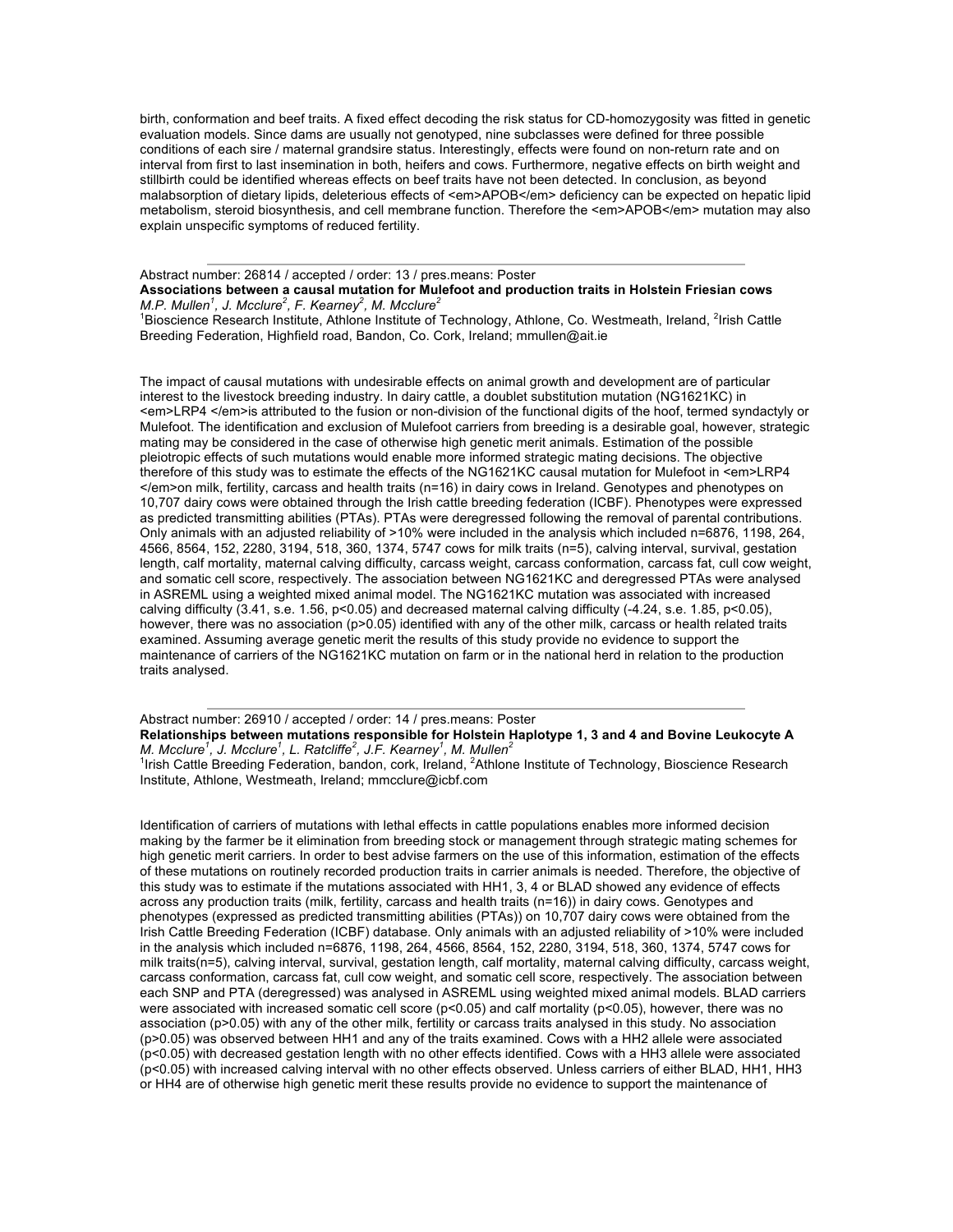birth, conformation and beef traits. A fixed effect decoding the risk status for CD-homozygosity was fitted in genetic evaluation models. Since dams are usually not genotyped, nine subclasses were defined for three possible conditions of each sire / maternal grandsire status. Interestingly, effects were found on non-return rate and on interval from first to last insemination in both, heifers and cows. Furthermore, negative effects on birth weight and stillbirth could be identified whereas effects on beef traits have not been detected. In conclusion, as beyond malabsorption of dietary lipids, deleterious effects of <em>APOB</em> deficiency can be expected on hepatic lipid metabolism, steroid biosynthesis, and cell membrane function. Therefore the <em>APOB</em> mutation may also explain unspecific symptoms of reduced fertility.

---

Abstract number: 26814 / accepted / order: 13 / pres.means: Poster

**Associations between a causal mutation for Mulefoot and production traits in Holstein Friesian cows**

*M.P. Mullen[1], J. Mcclure[2], F. Kearney[2], M. Mcclure[2]*

[1]Bioscience Research Institute, Athlone Institute of Technology, Athlone, Co. Westmeath, Ireland, [2]Irish Cattle Breeding Federation, Highfield road, Bandon, Co. Cork, Ireland; mmullen@ait.ie

The impact of causal mutations with undesirable effects on animal growth and development are of particular interest to the livestock breeding industry. In dairy cattle, a doublet substitution mutation (NG1621KC) in <em>LRP4 </em>is attributed to the fusion or non-division of the functional digits of the hoof, termed syndactyly or Mulefoot. The identification and exclusion of Mulefoot carriers from breeding is a desirable goal, however, strategic mating may be considered in the case of otherwise high genetic merit animals. Estimation of the possible pleiotropic effects of such mutations would enable more informed strategic mating decisions. The objective therefore of this study was to estimate the effects of the NG1621KC causal mutation for Mulefoot in <em>LRP4 </em>on milk, fertility, carcass and health traits (n=16) in dairy cows in Ireland. Genotypes and phenotypes on 10,707 dairy cows were obtained through the Irish cattle breeding federation (ICBF). Phenotypes were expressed as predicted transmitting abilities (PTAs). PTAs were deregressed following the removal of parental contributions. Only animals with an adjusted reliability of >10% were included in the analysis which included n=6876, 1198, 264, 4566, 8564, 152, 2280, 3194, 518, 360, 1374, 5747 cows for milk traits (n=5), calving interval, survival, gestation length, calf mortality, maternal calving difficulty, carcass weight, carcass conformation, carcass fat, cull cow weight, and somatic cell score, respectively. The association between NG1621KC and deregressed PTAs were analysed in ASREML using a weighted mixed animal model. The NG1621KC mutation was associated with increased calving difficulty (3.41, s.e. 1.56, $p<0.05$) and decreased maternal calving difficulty (-4.24, s.e. 1.85, $p<0.05$), however, there was no association ($p>0.05$) identified with any of the other milk, carcass or health related traits examined. Assuming average genetic merit the results of this study provide no evidence to support the maintenance of carriers of the NG1621KC mutation on farm or in the national herd in relation to the production traits analysed.

---

Abstract number: 26910 / accepted / order: 14 / pres.means: Poster

**Relationships between mutations responsible for Holstein Haplotype 1, 3 and 4 and Bovine Leukocyte A**

*M. Mcclure[1], J. Mcclure[1], L. Ratcliffe[2], J.F. Kearney[1], M. Mullen[2]*

[1]Irish Cattle Breeding Federation, bandon, cork, Ireland, [2]Athlone Institute of Technology, Bioscience Research Institute, Athlone, Westmeath, Ireland; mmcclure@icbf.com

Identification of carriers of mutations with lethal effects in cattle populations enables more informed decision making by the farmer be it elimination from breeding stock or management through strategic mating schemes for high genetic merit carriers. In order to best advise farmers on the use of this information, estimation of the effects of these mutations on routinely recorded production traits in carrier animals is needed. Therefore, the objective of this study was to estimate if the mutations associated with HH1, 3, 4 or BLAD showed any evidence of effects across any production traits (milk, fertility, carcass and health traits (n=16)) in dairy cows. Genotypes and phenotypes (expressed as predicted transmitting abilities (PTAs)) on 10,707 dairy cows were obtained from the Irish Cattle Breeding Federation (ICBF) database. Only animals with an adjusted reliability of >10% were included in the analysis which included n=6876, 1198, 264, 4566, 8564, 152, 2280, 3194, 518, 360, 1374, 5747 cows for milk traits(n=5), calving interval, survival, gestation length, calf mortality, maternal calving difficulty, carcass weight, carcass conformation, carcass fat, cull cow weight, and somatic cell score, respectively. The association between each SNP and PTA (deregressed) was analysed in ASREML using weighted mixed animal models. BLAD carriers were associated with increased somatic cell score ($p<0.05$) and calf mortality ($p<0.05$), however, there was no association ($p>0.05$) with any of the other milk, fertility or carcass traits analysed in this study. No association ($p>0.05$) was observed between HH1 and any of the traits examined. Cows with a HH2 allele were associated ($p<0.05$) with decreased gestation length with no other effects identified. Cows with a HH3 allele were associated ($p<0.05$) with increased calving interval with no other effects observed. Unless carriers of either BLAD, HH1, HH3 or HH4 are of otherwise high genetic merit these results provide no evidence to support the maintenance of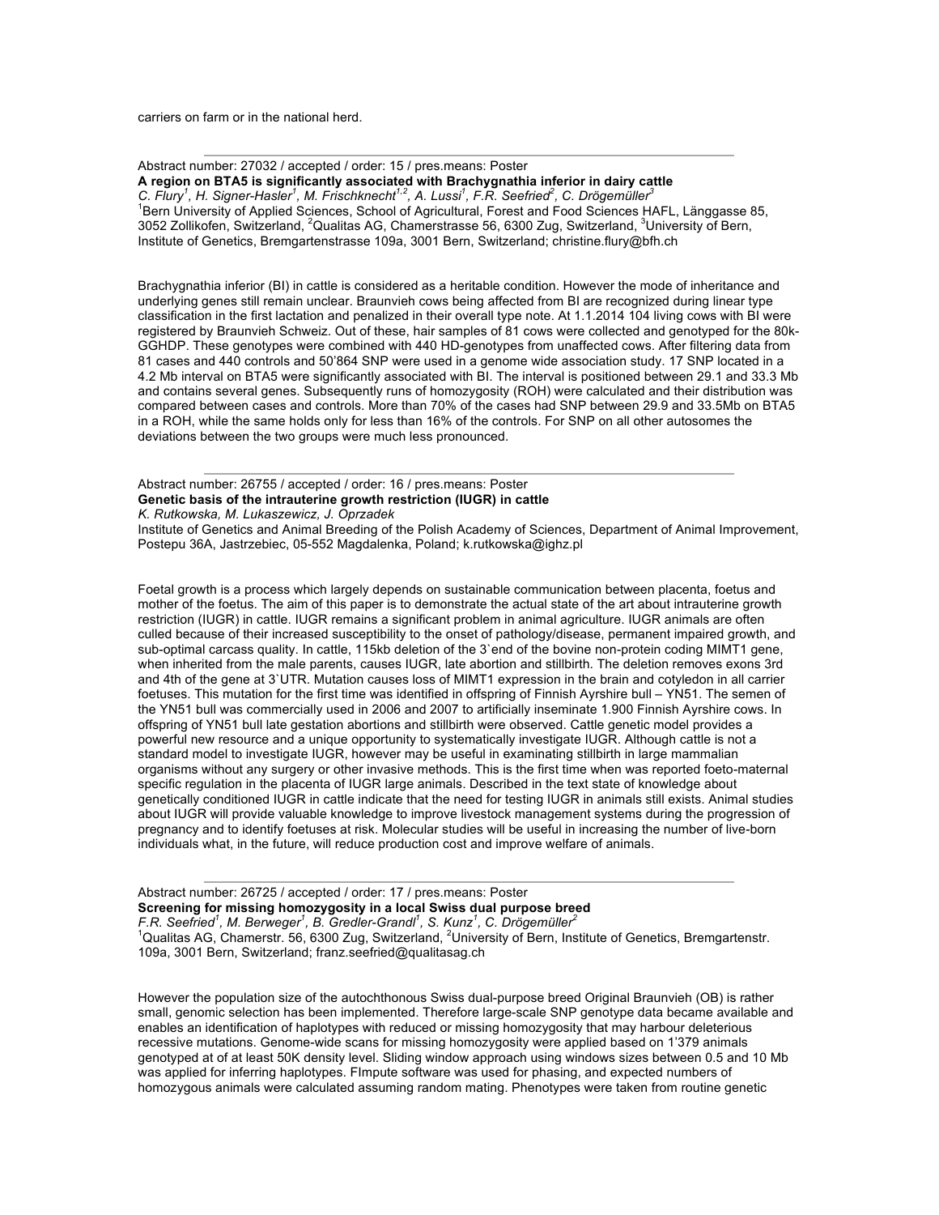carriers on farm or in the national herd.

---

Abstract number: 27032 / accepted / order: 15 / pres.means: Poster

**A region on BTA5 is significantly associated with Brachygnathia inferior in dairy cattle**

*C. Flury[1], H. Signer-Hasler[1], M. Frischknecht[1,2], A. Lussi[1], F.R. Seefried[2], C. Drögemüller[3]*

[1]Bern University of Applied Sciences, School of Agricultural, Forest and Food Sciences HAFL, Länggasse 85, 3052 Zollikofen, Switzerland, [2]Qualitas AG, Chamerstrasse 56, 6300 Zug, Switzerland, [3]University of Bern, Institute of Genetics, Bremgartenstrasse 109a, 3001 Bern, Switzerland; christine.flury@bfh.ch

Brachygnathia inferior (BI) in cattle is considered as a heritable condition. However the mode of inheritance and underlying genes still remain unclear. Braunvieh cows being affected from BI are recognized during linear type classification in the first lactation and penalized in their overall type note. At 1.1.2014 104 living cows with BI were registered by Braunvieh Schweiz. Out of these, hair samples of 81 cows were collected and genotyped for the 80k-GGHDP. These genotypes were combined with 440 HD-genotypes from unaffected cows. After filtering data from 81 cases and 440 controls and 50'864 SNP were used in a genome wide association study. 17 SNP located in a 4.2 Mb interval on BTA5 were significantly associated with BI. The interval is positioned between 29.1 and 33.3 Mb and contains several genes. Subsequently runs of homozygosity (ROH) were calculated and their distribution was compared between cases and controls. More than 70% of the cases had SNP between 29.9 and 33.5Mb on BTA5 in a ROH, while the same holds only for less than 16% of the controls. For SNP on all other autosomes the deviations between the two groups were much less pronounced.

---

Abstract number: 26755 / accepted / order: 16 / pres.means: Poster

**Genetic basis of the intrauterine growth restriction (IUGR) in cattle**

*K. Rutkowska, M. Lukaszewicz, J. Oprzadek*

Institute of Genetics and Animal Breeding of the Polish Academy of Sciences, Department of Animal Improvement, Postepu 36A, Jastrzebiec, 05-552 Magdalenka, Poland; k.rutkowska@ighz.pl

Foetal growth is a process which largely depends on sustainable communication between placenta, foetus and mother of the foetus. The aim of this paper is to demonstrate the actual state of the art about intrauterine growth restriction (IUGR) in cattle. IUGR remains a significant problem in animal agriculture. IUGR animals are often culled because of their increased susceptibility to the onset of pathology/disease, permanent impaired growth, and sub-optimal carcass quality. In cattle, 115kb deletion of the 3`end of the bovine non-protein coding MIMT1 gene, when inherited from the male parents, causes IUGR, late abortion and stillbirth. The deletion removes exons 3rd and 4th of the gene at 3`UTR. Mutation causes loss of MIMT1 expression in the brain and cotyledon in all carrier foetuses. This mutation for the first time was identified in offspring of Finnish Ayrshire bull – YN51. The semen of the YN51 bull was commercially used in 2006 and 2007 to artificially inseminate 1.900 Finnish Ayrshire cows. In offspring of YN51 bull late gestation abortions and stillbirth were observed. Cattle genetic model provides a powerful new resource and a unique opportunity to systematically investigate IUGR. Although cattle is not a standard model to investigate IUGR, however may be useful in examinating stillbirth in large mammalian organisms without any surgery or other invasive methods. This is the first time when was reported foeto-maternal specific regulation in the placenta of IUGR large animals. Described in the text state of knowledge about genetically conditioned IUGR in cattle indicate that the need for testing IUGR in animals still exists. Animal studies about IUGR will provide valuable knowledge to improve livestock management systems during the progression of pregnancy and to identify foetuses at risk. Molecular studies will be useful in increasing the number of live-born individuals what, in the future, will reduce production cost and improve welfare of animals.

---

Abstract number: 26725 / accepted / order: 17 / pres.means: Poster

**Screening for missing homozygosity in a local Swiss dual purpose breed**

*F.R. Seefried[1], M. Berweger[1], B. Gredler-Grandl[1], S. Kunz[1], C. Drögemüller[2]*

[1]Qualitas AG, Chamerstr. 56, 6300 Zug, Switzerland, [2]University of Bern, Institute of Genetics, Bremgartenstr. 109a, 3001 Bern, Switzerland; franz.seefried@qualitasag.ch

However the population size of the autochthonous Swiss dual-purpose breed Original Braunvieh (OB) is rather small, genomic selection has been implemented. Therefore large-scale SNP genotype data became available and enables an identification of haplotypes with reduced or missing homozygosity that may harbour deleterious recessive mutations. Genome-wide scans for missing homozygosity were applied based on 1'379 animals genotyped at of at least 50K density level. Sliding window approach using windows sizes between 0.5 and 10 Mb was applied for inferring haplotypes. FImpute software was used for phasing, and expected numbers of homozygous animals were calculated assuming random mating. Phenotypes were taken from routine genetic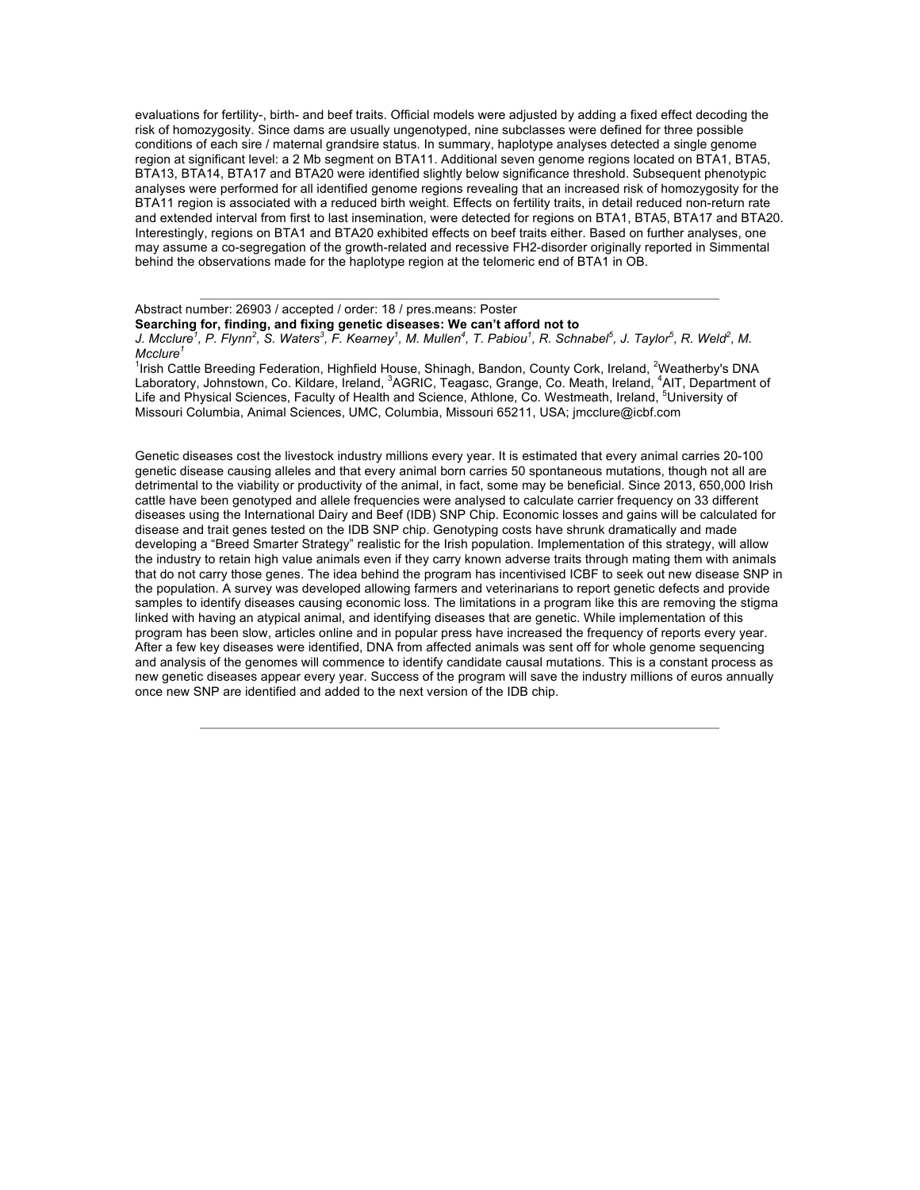evaluations for fertility-, birth- and beef traits. Official models were adjusted by adding a fixed effect decoding the risk of homozygosity. Since dams are usually ungenotyped, nine subclasses were defined for three possible conditions of each sire / maternal grandsire status. In summary, haplotype analyses detected a single genome region at significant level: a 2 Mb segment on BTA11. Additional seven genome regions located on BTA1, BTA5, BTA13, BTA14, BTA17 and BTA20 were identified slightly below significance threshold. Subsequent phenotypic analyses were performed for all identified genome regions revealing that an increased risk of homozygosity for the BTA11 region is associated with a reduced birth weight. Effects on fertility traits, in detail reduced non-return rate and extended interval from first to last insemination, were detected for regions on BTA1, BTA5, BTA17 and BTA20. Interestingly, regions on BTA1 and BTA20 exhibited effects on beef traits either. Based on further analyses, one may assume a co-segregation of the growth-related and recessive FH2-disorder originally reported in Simmental behind the observations made for the haplotype region at the telomeric end of BTA1 in OB.

---

Abstract number: 26903 / accepted / order: 18 / pres.means: Poster

**Searching for, finding, and fixing genetic diseases: We can't afford not to**

*J. Mcclure[1], P. Flynn[2], S. Waters[3], F. Kearney[1], M. Mullen[4], T. Pabiou[1], R. Schnabel[5], J. Taylor[5], R. Weld[2], M. Mcclure[1]*

[1]Irish Cattle Breeding Federation, Highfield House, Shinagh, Bandon, County Cork, Ireland, [2]Weatherby's DNA Laboratory, Johnstown, Co. Kildare, Ireland, [3]AGRIC, Teagasc, Grange, Co. Meath, Ireland, [4]AIT, Department of Life and Physical Sciences, Faculty of Health and Science, Athlone, Co. Westmeath, Ireland, [5]University of Missouri Columbia, Animal Sciences, UMC, Columbia, Missouri 65211, USA; jmcclure@icbf.com

Genetic diseases cost the livestock industry millions every year. It is estimated that every animal carries 20-100 genetic disease causing alleles and that every animal born carries 50 spontaneous mutations, though not all are detrimental to the viability or productivity of the animal, in fact, some may be beneficial. Since 2013, 650,000 Irish cattle have been genotyped and allele frequencies were analysed to calculate carrier frequency on 33 different diseases using the International Dairy and Beef (IDB) SNP Chip. Economic losses and gains will be calculated for disease and trait genes tested on the IDB SNP chip. Genotyping costs have shrunk dramatically and made developing a "Breed Smarter Strategy" realistic for the Irish population. Implementation of this strategy, will allow the industry to retain high value animals even if they carry known adverse traits through mating them with animals that do not carry those genes. The idea behind the program has incentivised ICBF to seek out new disease SNP in the population. A survey was developed allowing farmers and veterinarians to report genetic defects and provide samples to identify diseases causing economic loss. The limitations in a program like this are removing the stigma linked with having an atypical animal, and identifying diseases that are genetic. While implementation of this program has been slow, articles online and in popular press have increased the frequency of reports every year. After a few key diseases were identified, DNA from affected animals was sent off for whole genome sequencing and analysis of the genomes will commence to identify candidate causal mutations. This is a constant process as new genetic diseases appear every year. Success of the program will save the industry millions of euros annually once new SNP are identified and added to the next version of the IDB chip.

---